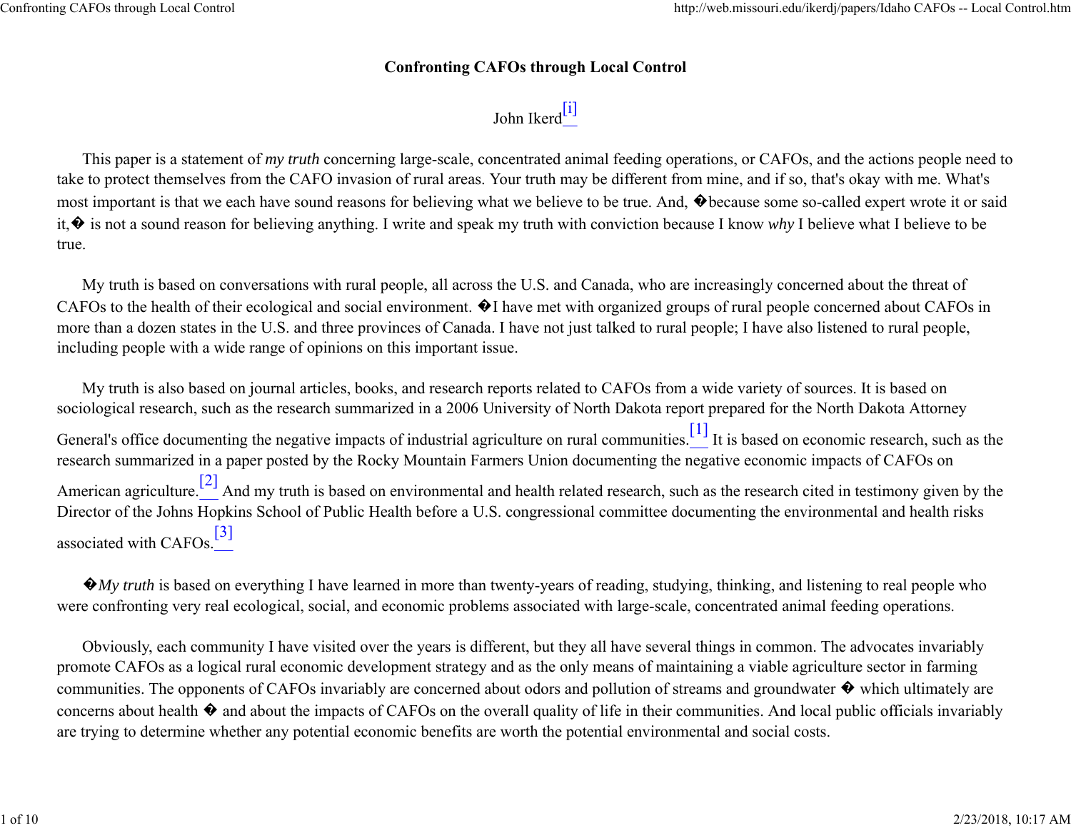# Confronting CAFOs through Local Control

John Ikerd[i]

This paper is a statement of *my truth* concerning large-scale, concentrated animal feeding operations, or CAFOs, and the actions people need to take to protect themselves from the CAFO invasion of rural areas. Your truth may be different from mine, and if so, that's okay with me. What's most important is that we each have sound reasons for believing what we believe to be true. And, �because some so-called expert wrote it or said it,� is not a sound reason for believing anything. I write and speak my truth with conviction because I know *why* I believe what I believe to be true.

My truth is based on conversations with rural people, all across the U.S. and Canada, who are increasingly concerned about the threat of CAFOs to the health of their ecological and social environment. �I have met with organized groups of rural people concerned about CAFOs in more than a dozen states in the U.S. and three provinces of Canada. I have not just talked to rural people; I have also listened to rural people, including people with a wide range of opinions on this important issue.

My truth is also based on journal articles, books, and research reports related to CAFOs from a wide variety of sources. It is based on sociological research, such as the research summarized in a 2006 University of North Dakota report prepared for the North Dakota Attorney General's office documenting the negative impacts of industrial agriculture on rural communities.[1] It is based on economic research, such as the research summarized in a paper posted by the Rocky Mountain Farmers Union documenting the negative economic impacts of CAFOs on American agriculture.[2] And my truth is based on environmental and health related research, such as the research cited in testimony given by the Director of the Johns Hopkins School of Public Health before a U.S. congressional committee documenting the environmental and health risks associated with CAFOs.[3]

�*My truth* is based on everything I have learned in more than twenty-years of reading, studying, thinking, and listening to real people who were confronting very real ecological, social, and economic problems associated with large-scale, concentrated animal feeding operations.

Obviously, each community I have visited over the years is different, but they all have several things in common. The advocates invariably promote CAFOs as a logical rural economic development strategy and as the only means of maintaining a viable agriculture sector in farming communities. The opponents of CAFOs invariably are concerned about odors and pollution of streams and groundwater � which ultimately are concerns about health � and about the impacts of CAFOs on the overall quality of life in their communities. And local public officials invariably are trying to determine whether any potential economic benefits are worth the potential environmental and social costs.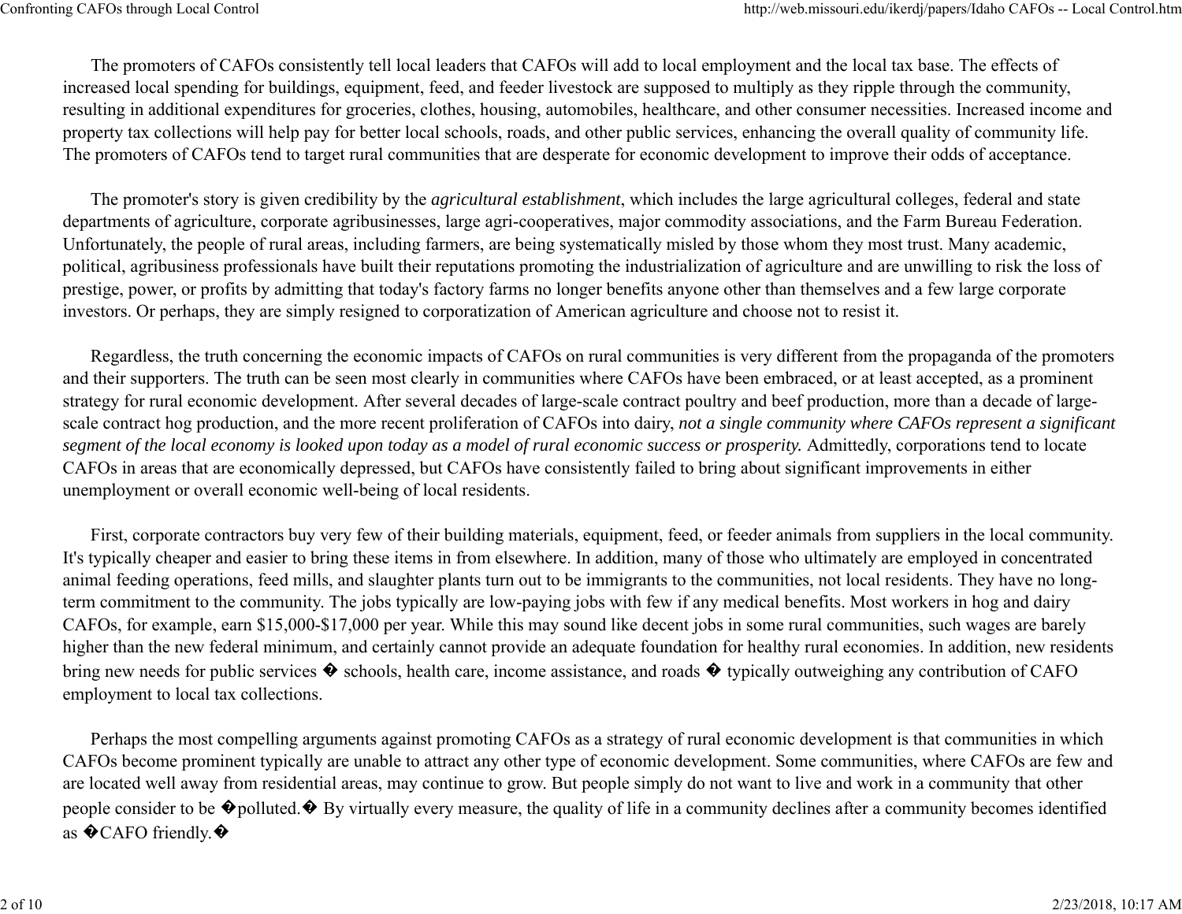The promoters of CAFOs consistently tell local leaders that CAFOs will add to local employment and the local tax base. The effects of increased local spending for buildings, equipment, feed, and feeder livestock are supposed to multiply as they ripple through the community, resulting in additional expenditures for groceries, clothes, housing, automobiles, healthcare, and other consumer necessities. Increased income and property tax collections will help pay for better local schools, roads, and other public services, enhancing the overall quality of community life. The promoters of CAFOs tend to target rural communities that are desperate for economic development to improve their odds of acceptance.

The promoter's story is given credibility by the *agricultural establishment*, which includes the large agricultural colleges, federal and state departments of agriculture, corporate agribusinesses, large agri-cooperatives, major commodity associations, and the Farm Bureau Federation. Unfortunately, the people of rural areas, including farmers, are being systematically misled by those whom they most trust. Many academic, political, agribusiness professionals have built their reputations promoting the industrialization of agriculture and are unwilling to risk the loss of prestige, power, or profits by admitting that today's factory farms no longer benefits anyone other than themselves and a few large corporate investors. Or perhaps, they are simply resigned to corporatization of American agriculture and choose not to resist it.

Regardless, the truth concerning the economic impacts of CAFOs on rural communities is very different from the propaganda of the promoters and their supporters. The truth can be seen most clearly in communities where CAFOs have been embraced, or at least accepted, as a prominent strategy for rural economic development. After several decades of large-scale contract poultry and beef production, more than a decade of large-scale contract hog production, and the more recent proliferation of CAFOs into dairy, *not a single community where CAFOs represent a significant segment of the local economy is looked upon today as a model of rural economic success or prosperity.* Admittedly, corporations tend to locate CAFOs in areas that are economically depressed, but CAFOs have consistently failed to bring about significant improvements in either unemployment or overall economic well-being of local residents.

First, corporate contractors buy very few of their building materials, equipment, feed, or feeder animals from suppliers in the local community. It's typically cheaper and easier to bring these items in from elsewhere. In addition, many of those who ultimately are employed in concentrated animal feeding operations, feed mills, and slaughter plants turn out to be immigrants to the communities, not local residents. They have no long-term commitment to the community. The jobs typically are low-paying jobs with few if any medical benefits. Most workers in hog and dairy CAFOs, for example, earn $15,000-$17,000 per year. While this may sound like decent jobs in some rural communities, such wages are barely higher than the new federal minimum, and certainly cannot provide an adequate foundation for healthy rural economies. In addition, new residents bring new needs for public services � schools, health care, income assistance, and roads � typically outweighing any contribution of CAFO employment to local tax collections.

Perhaps the most compelling arguments against promoting CAFOs as a strategy of rural economic development is that communities in which CAFOs become prominent typically are unable to attract any other type of economic development. Some communities, where CAFOs are few and are located well away from residential areas, may continue to grow. But people simply do not want to live and work in a community that other people consider to be �polluted.� By virtually every measure, the quality of life in a community declines after a community becomes identified as �CAFO friendly.�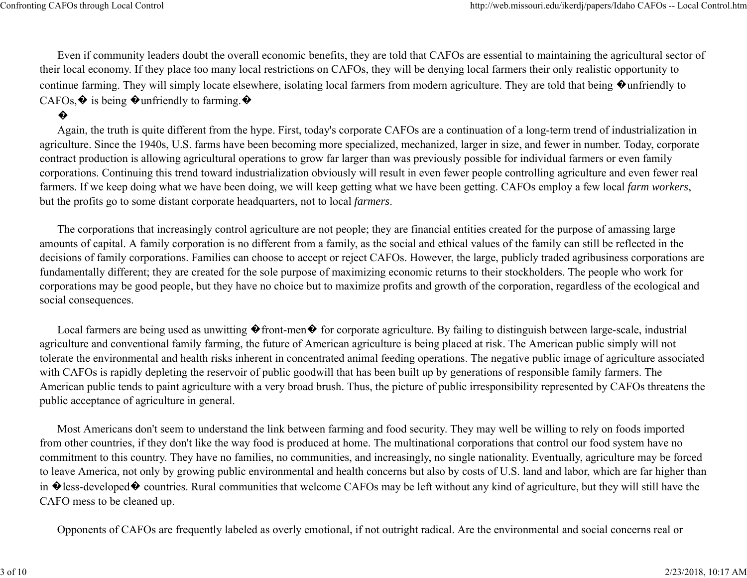Even if community leaders doubt the overall economic benefits, they are told that CAFOs are essential to maintaining the agricultural sector of their local economy. If they place too many local restrictions on CAFOs, they will be denying local farmers their only realistic opportunity to continue farming. They will simply locate elsewhere, isolating local farmers from modern agriculture. They are told that being �unfriendly to CAFOs,� is being �unfriendly to farming.�

�

Again, the truth is quite different from the hype. First, today's corporate CAFOs are a continuation of a long-term trend of industrialization in agriculture. Since the 1940s, U.S. farms have been becoming more specialized, mechanized, larger in size, and fewer in number. Today, corporate contract production is allowing agricultural operations to grow far larger than was previously possible for individual farmers or even family corporations. Continuing this trend toward industrialization obviously will result in even fewer people controlling agriculture and even fewer real farmers. If we keep doing what we have been doing, we will keep getting what we have been getting. CAFOs employ a few local *farm workers*, but the profits go to some distant corporate headquarters, not to local *farmers*.

The corporations that increasingly control agriculture are not people; they are financial entities created for the purpose of amassing large amounts of capital. A family corporation is no different from a family, as the social and ethical values of the family can still be reflected in the decisions of family corporations. Families can choose to accept or reject CAFOs. However, the large, publicly traded agribusiness corporations are fundamentally different; they are created for the sole purpose of maximizing economic returns to their stockholders. The people who work for corporations may be good people, but they have no choice but to maximize profits and growth of the corporation, regardless of the ecological and social consequences.

Local farmers are being used as unwitting �front-men� for corporate agriculture. By failing to distinguish between large-scale, industrial agriculture and conventional family farming, the future of American agriculture is being placed at risk. The American public simply will not tolerate the environmental and health risks inherent in concentrated animal feeding operations. The negative public image of agriculture associated with CAFOs is rapidly depleting the reservoir of public goodwill that has been built up by generations of responsible family farmers. The American public tends to paint agriculture with a very broad brush. Thus, the picture of public irresponsibility represented by CAFOs threatens the public acceptance of agriculture in general.

Most Americans don't seem to understand the link between farming and food security. They may well be willing to rely on foods imported from other countries, if they don't like the way food is produced at home. The multinational corporations that control our food system have no commitment to this country. They have no families, no communities, and increasingly, no single nationality. Eventually, agriculture may be forced to leave America, not only by growing public environmental and health concerns but also by costs of U.S. land and labor, which are far higher than in �less-developed� countries. Rural communities that welcome CAFOs may be left without any kind of agriculture, but they will still have the CAFO mess to be cleaned up.

Opponents of CAFOs are frequently labeled as overly emotional, if not outright radical. Are the environmental and social concerns real or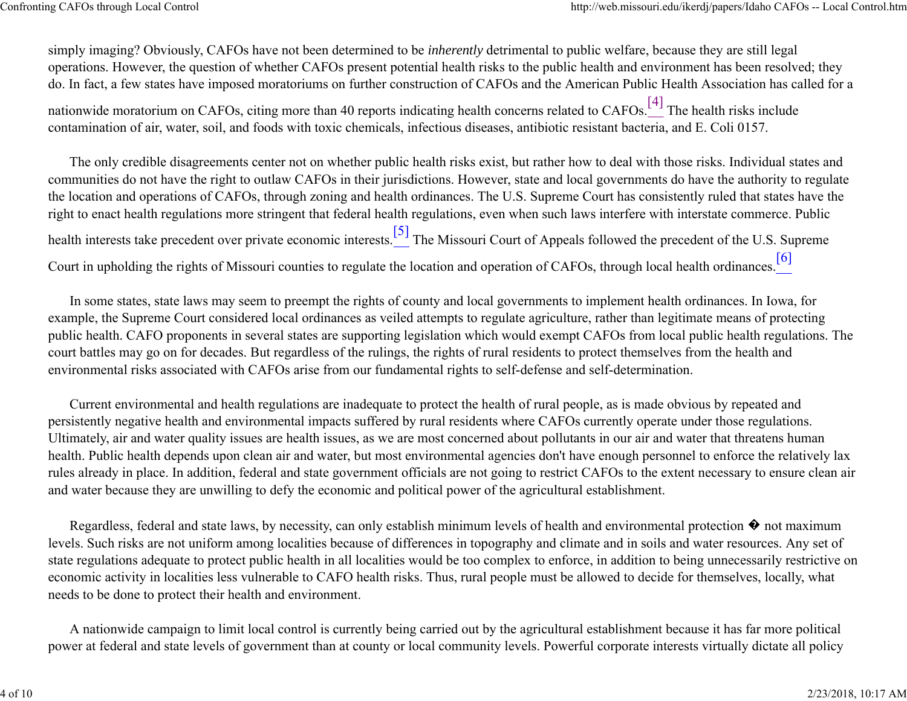simply imaging? Obviously, CAFOs have not been determined to be *inherently* detrimental to public welfare, because they are still legal operations. However, the question of whether CAFOs present potential health risks to the public health and environment has been resolved; they do. In fact, a few states have imposed moratoriums on further construction of CAFOs and the American Public Health Association has called for a nationwide moratorium on CAFOs, citing more than 40 reports indicating health concerns related to CAFOs.[4] The health risks include contamination of air, water, soil, and foods with toxic chemicals, infectious diseases, antibiotic resistant bacteria, and E. Coli 0157.

The only credible disagreements center not on whether public health risks exist, but rather how to deal with those risks. Individual states and communities do not have the right to outlaw CAFOs in their jurisdictions. However, state and local governments do have the authority to regulate the location and operations of CAFOs, through zoning and health ordinances. The U.S. Supreme Court has consistently ruled that states have the right to enact health regulations more stringent that federal health regulations, even when such laws interfere with interstate commerce. Public health interests take precedent over private economic interests.[5] The Missouri Court of Appeals followed the precedent of the U.S. Supreme Court in upholding the rights of Missouri counties to regulate the location and operation of CAFOs, through local health ordinances.[6]

In some states, state laws may seem to preempt the rights of county and local governments to implement health ordinances. In Iowa, for example, the Supreme Court considered local ordinances as veiled attempts to regulate agriculture, rather than legitimate means of protecting public health. CAFO proponents in several states are supporting legislation which would exempt CAFOs from local public health regulations. The court battles may go on for decades. But regardless of the rulings, the rights of rural residents to protect themselves from the health and environmental risks associated with CAFOs arise from our fundamental rights to self-defense and self-determination.

Current environmental and health regulations are inadequate to protect the health of rural people, as is made obvious by repeated and persistently negative health and environmental impacts suffered by rural residents where CAFOs currently operate under those regulations. Ultimately, air and water quality issues are health issues, as we are most concerned about pollutants in our air and water that threatens human health. Public health depends upon clean air and water, but most environmental agencies don't have enough personnel to enforce the relatively lax rules already in place. In addition, federal and state government officials are not going to restrict CAFOs to the extent necessary to ensure clean air and water because they are unwilling to defy the economic and political power of the agricultural establishment.

Regardless, federal and state laws, by necessity, can only establish minimum levels of health and environmental protection � not maximum levels. Such risks are not uniform among localities because of differences in topography and climate and in soils and water resources. Any set of state regulations adequate to protect public health in all localities would be too complex to enforce, in addition to being unnecessarily restrictive on economic activity in localities less vulnerable to CAFO health risks. Thus, rural people must be allowed to decide for themselves, locally, what needs to be done to protect their health and environment.

A nationwide campaign to limit local control is currently being carried out by the agricultural establishment because it has far more political power at federal and state levels of government than at county or local community levels. Powerful corporate interests virtually dictate all policy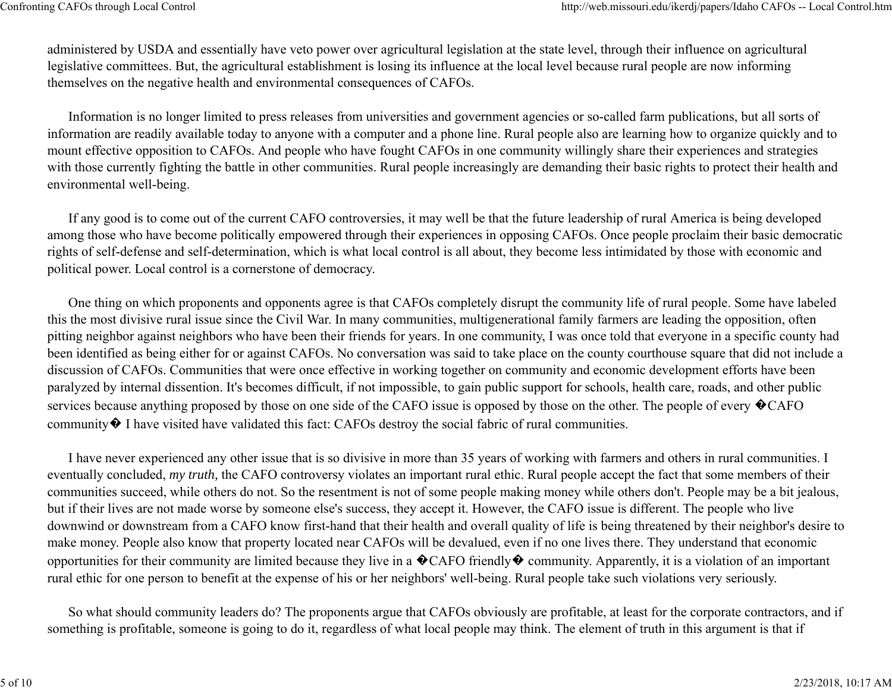administered by USDA and essentially have veto power over agricultural legislation at the state level, through their influence on agricultural legislative committees. But, the agricultural establishment is losing its influence at the local level because rural people are now informing themselves on the negative health and environmental consequences of CAFOs.

Information is no longer limited to press releases from universities and government agencies or so-called farm publications, but all sorts of information are readily available today to anyone with a computer and a phone line. Rural people also are learning how to organize quickly and to mount effective opposition to CAFOs. And people who have fought CAFOs in one community willingly share their experiences and strategies with those currently fighting the battle in other communities. Rural people increasingly are demanding their basic rights to protect their health and environmental well-being.

If any good is to come out of the current CAFO controversies, it may well be that the future leadership of rural America is being developed among those who have become politically empowered through their experiences in opposing CAFOs. Once people proclaim their basic democratic rights of self-defense and self-determination, which is what local control is all about, they become less intimidated by those with economic and political power. Local control is a cornerstone of democracy.

One thing on which proponents and opponents agree is that CAFOs completely disrupt the community life of rural people. Some have labeled this the most divisive rural issue since the Civil War. In many communities, multigenerational family farmers are leading the opposition, often pitting neighbor against neighbors who have been their friends for years. In one community, I was once told that everyone in a specific county had been identified as being either for or against CAFOs. No conversation was said to take place on the county courthouse square that did not include a discussion of CAFOs. Communities that were once effective in working together on community and economic development efforts have been paralyzed by internal dissention. It's becomes difficult, if not impossible, to gain public support for schools, health care, roads, and other public services because anything proposed by those on one side of the CAFO issue is opposed by those on the other. The people of every �CAFO community� I have visited have validated this fact: CAFOs destroy the social fabric of rural communities.

I have never experienced any other issue that is so divisive in more than 35 years of working with farmers and others in rural communities. I eventually concluded, *my truth,* the CAFO controversy violates an important rural ethic. Rural people accept the fact that some members of their communities succeed, while others do not. So the resentment is not of some people making money while others don't. People may be a bit jealous, but if their lives are not made worse by someone else's success, they accept it. However, the CAFO issue is different. The people who live downwind or downstream from a CAFO know first-hand that their health and overall quality of life is being threatened by their neighbor's desire to make money. People also know that property located near CAFOs will be devalued, even if no one lives there. They understand that economic opportunities for their community are limited because they live in a �CAFO friendly� community. Apparently, it is a violation of an important rural ethic for one person to benefit at the expense of his or her neighbors' well-being. Rural people take such violations very seriously.

So what should community leaders do? The proponents argue that CAFOs obviously are profitable, at least for the corporate contractors, and if something is profitable, someone is going to do it, regardless of what local people may think. The element of truth in this argument is that if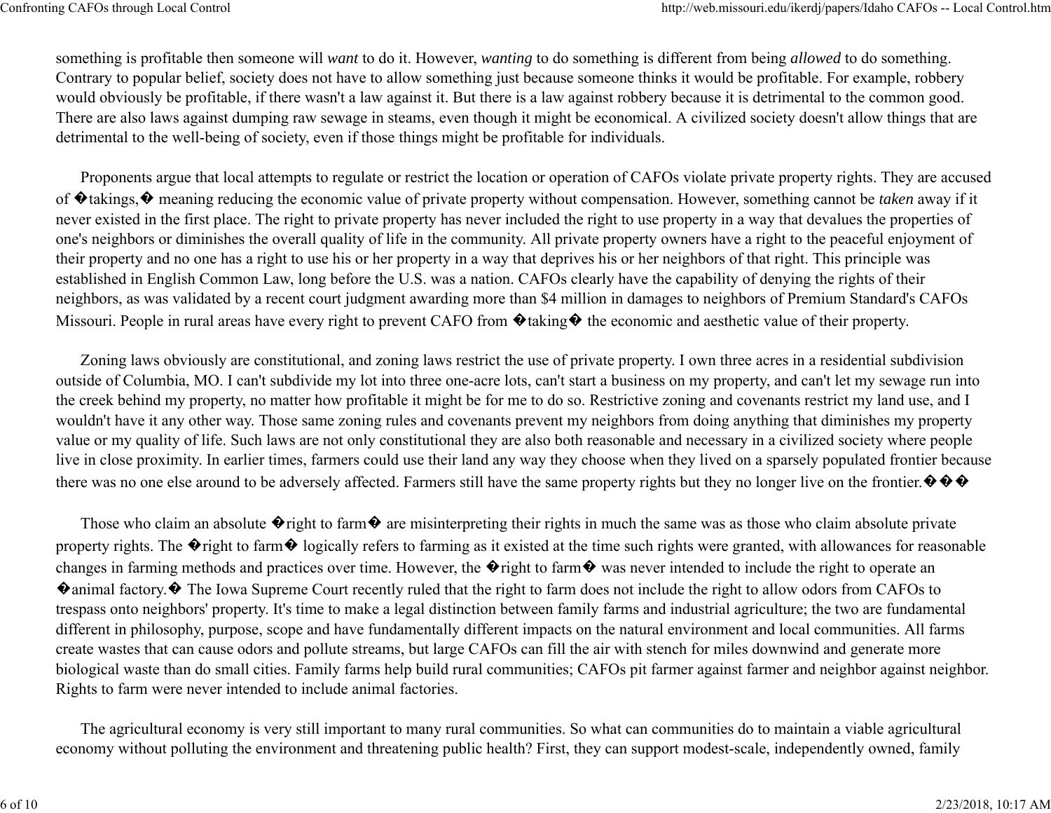something is profitable then someone will *want* to do it. However, *wanting* to do something is different from being *allowed* to do something. Contrary to popular belief, society does not have to allow something just because someone thinks it would be profitable. For example, robbery would obviously be profitable, if there wasn't a law against it. But there is a law against robbery because it is detrimental to the common good. There are also laws against dumping raw sewage in steams, even though it might be economical. A civilized society doesn't allow things that are detrimental to the well-being of society, even if those things might be profitable for individuals.

Proponents argue that local attempts to regulate or restrict the location or operation of CAFOs violate private property rights. They are accused of �takings,� meaning reducing the economic value of private property without compensation. However, something cannot be *taken* away if it never existed in the first place. The right to private property has never included the right to use property in a way that devalues the properties of one's neighbors or diminishes the overall quality of life in the community. All private property owners have a right to the peaceful enjoyment of their property and no one has a right to use his or her property in a way that deprives his or her neighbors of that right. This principle was established in English Common Law, long before the U.S. was a nation. CAFOs clearly have the capability of denying the rights of their neighbors, as was validated by a recent court judgment awarding more than $4 million in damages to neighbors of Premium Standard's CAFOs Missouri. People in rural areas have every right to prevent CAFO from �taking� the economic and aesthetic value of their property.

Zoning laws obviously are constitutional, and zoning laws restrict the use of private property. I own three acres in a residential subdivision outside of Columbia, MO. I can't subdivide my lot into three one-acre lots, can't start a business on my property, and can't let my sewage run into the creek behind my property, no matter how profitable it might be for me to do so. Restrictive zoning and covenants restrict my land use, and I wouldn't have it any other way. Those same zoning rules and covenants prevent my neighbors from doing anything that diminishes my property value or my quality of life. Such laws are not only constitutional they are also both reasonable and necessary in a civilized society where people live in close proximity. In earlier times, farmers could use their land any way they choose when they lived on a sparsely populated frontier because there was no one else around to be adversely affected. Farmers still have the same property rights but they no longer live on the frontier.���

Those who claim an absolute �right to farm� are misinterpreting their rights in much the same was as those who claim absolute private property rights. The �right to farm� logically refers to farming as it existed at the time such rights were granted, with allowances for reasonable changes in farming methods and practices over time. However, the �right to farm� was never intended to include the right to operate an �animal factory.� The Iowa Supreme Court recently ruled that the right to farm does not include the right to allow odors from CAFOs to trespass onto neighbors' property. It's time to make a legal distinction between family farms and industrial agriculture; the two are fundamental different in philosophy, purpose, scope and have fundamentally different impacts on the natural environment and local communities. All farms create wastes that can cause odors and pollute streams, but large CAFOs can fill the air with stench for miles downwind and generate more biological waste than do small cities. Family farms help build rural communities; CAFOs pit farmer against farmer and neighbor against neighbor. Rights to farm were never intended to include animal factories.

The agricultural economy is very still important to many rural communities. So what can communities do to maintain a viable agricultural economy without polluting the environment and threatening public health? First, they can support modest-scale, independently owned, family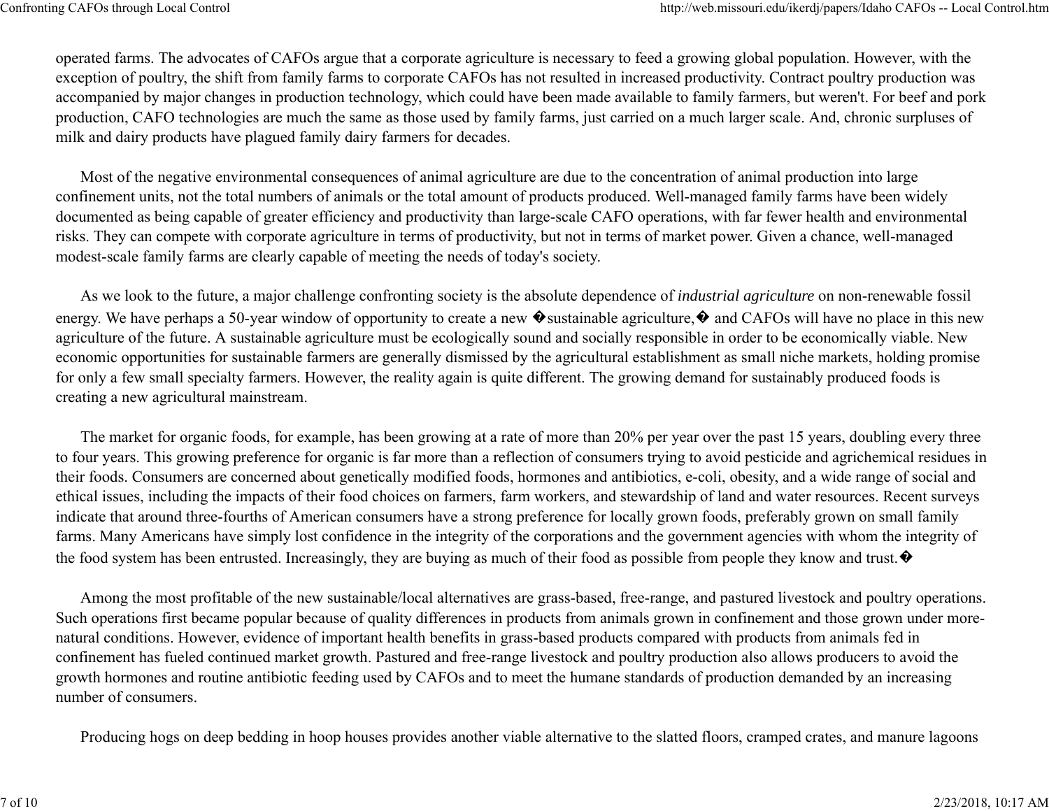operated farms. The advocates of CAFOs argue that a corporate agriculture is necessary to feed a growing global population. However, with the exception of poultry, the shift from family farms to corporate CAFOs has not resulted in increased productivity. Contract poultry production was accompanied by major changes in production technology, which could have been made available to family farmers, but weren't. For beef and pork production, CAFO technologies are much the same as those used by family farms, just carried on a much larger scale. And, chronic surpluses of milk and dairy products have plagued family dairy farmers for decades.

Most of the negative environmental consequences of animal agriculture are due to the concentration of animal production into large confinement units, not the total numbers of animals or the total amount of products produced. Well-managed family farms have been widely documented as being capable of greater efficiency and productivity than large-scale CAFO operations, with far fewer health and environmental risks. They can compete with corporate agriculture in terms of productivity, but not in terms of market power. Given a chance, well-managed modest-scale family farms are clearly capable of meeting the needs of today's society.

As we look to the future, a major challenge confronting society is the absolute dependence of *industrial agriculture* on non-renewable fossil energy. We have perhaps a 50-year window of opportunity to create a new �sustainable agriculture,� and CAFOs will have no place in this new agriculture of the future. A sustainable agriculture must be ecologically sound and socially responsible in order to be economically viable. New economic opportunities for sustainable farmers are generally dismissed by the agricultural establishment as small niche markets, holding promise for only a few small specialty farmers. However, the reality again is quite different. The growing demand for sustainably produced foods is creating a new agricultural mainstream.

The market for organic foods, for example, has been growing at a rate of more than 20% per year over the past 15 years, doubling every three to four years. This growing preference for organic is far more than a reflection of consumers trying to avoid pesticide and agrichemical residues in their foods. Consumers are concerned about genetically modified foods, hormones and antibiotics, e-coli, obesity, and a wide range of social and ethical issues, including the impacts of their food choices on farmers, farm workers, and stewardship of land and water resources. Recent surveys indicate that around three-fourths of American consumers have a strong preference for locally grown foods, preferably grown on small family farms. Many Americans have simply lost confidence in the integrity of the corporations and the government agencies with whom the integrity of the food system has been entrusted. Increasingly, they are buying as much of their food as possible from people they know and trust.�

Among the most profitable of the new sustainable/local alternatives are grass-based, free-range, and pastured livestock and poultry operations. Such operations first became popular because of quality differences in products from animals grown in confinement and those grown under more-natural conditions. However, evidence of important health benefits in grass-based products compared with products from animals fed in confinement has fueled continued market growth. Pastured and free-range livestock and poultry production also allows producers to avoid the growth hormones and routine antibiotic feeding used by CAFOs and to meet the humane standards of production demanded by an increasing number of consumers.

Producing hogs on deep bedding in hoop houses provides another viable alternative to the slatted floors, cramped crates, and manure lagoons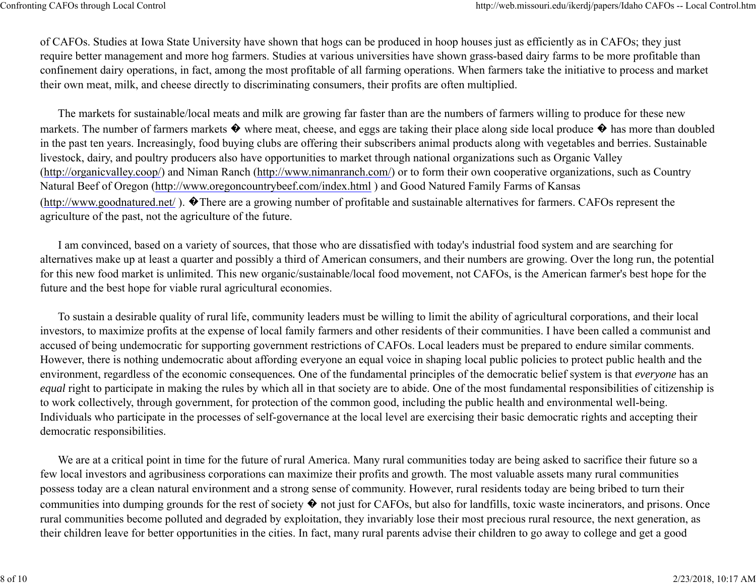of CAFOs. Studies at Iowa State University have shown that hogs can be produced in hoop houses just as efficiently as in CAFOs; they just require better management and more hog farmers. Studies at various universities have shown grass-based dairy farms to be more profitable than confinement dairy operations, in fact, among the most profitable of all farming operations. When farmers take the initiative to process and market their own meat, milk, and cheese directly to discriminating consumers, their profits are often multiplied.

The markets for sustainable/local meats and milk are growing far faster than are the numbers of farmers willing to produce for these new markets. The number of farmers markets � where meat, cheese, and eggs are taking their place along side local produce � has more than doubled in the past ten years. Increasingly, food buying clubs are offering their subscribers animal products along with vegetables and berries. Sustainable livestock, dairy, and poultry producers also have opportunities to market through national organizations such as Organic Valley (http://organicvalley.coop/) and Niman Ranch (http://www.nimanranch.com/) or to form their own cooperative organizations, such as Country Natural Beef of Oregon (http://www.oregoncountrybeef.com/index.html ) and Good Natured Family Farms of Kansas (http://www.goodnatured.net/ ). �There are a growing number of profitable and sustainable alternatives for farmers. CAFOs represent the agriculture of the past, not the agriculture of the future.

I am convinced, based on a variety of sources, that those who are dissatisfied with today's industrial food system and are searching for alternatives make up at least a quarter and possibly a third of American consumers, and their numbers are growing. Over the long run, the potential for this new food market is unlimited. This new organic/sustainable/local food movement, not CAFOs, is the American farmer's best hope for the future and the best hope for viable rural agricultural economies.

To sustain a desirable quality of rural life, community leaders must be willing to limit the ability of agricultural corporations, and their local investors, to maximize profits at the expense of local family farmers and other residents of their communities. I have been called a communist and accused of being undemocratic for supporting government restrictions of CAFOs. Local leaders must be prepared to endure similar comments. However, there is nothing undemocratic about affording everyone an equal voice in shaping local public policies to protect public health and the environment, regardless of the economic consequences. One of the fundamental principles of the democratic belief system is that *everyone* has an *equal* right to participate in making the rules by which all in that society are to abide. One of the most fundamental responsibilities of citizenship is to work collectively, through government, for protection of the common good, including the public health and environmental well-being. Individuals who participate in the processes of self-governance at the local level are exercising their basic democratic rights and accepting their democratic responsibilities.

We are at a critical point in time for the future of rural America. Many rural communities today are being asked to sacrifice their future so a few local investors and agribusiness corporations can maximize their profits and growth. The most valuable assets many rural communities possess today are a clean natural environment and a strong sense of community. However, rural residents today are being bribed to turn their communities into dumping grounds for the rest of society � not just for CAFOs, but also for landfills, toxic waste incinerators, and prisons. Once rural communities become polluted and degraded by exploitation, they invariably lose their most precious rural resource, the next generation, as their children leave for better opportunities in the cities. In fact, many rural parents advise their children to go away to college and get a good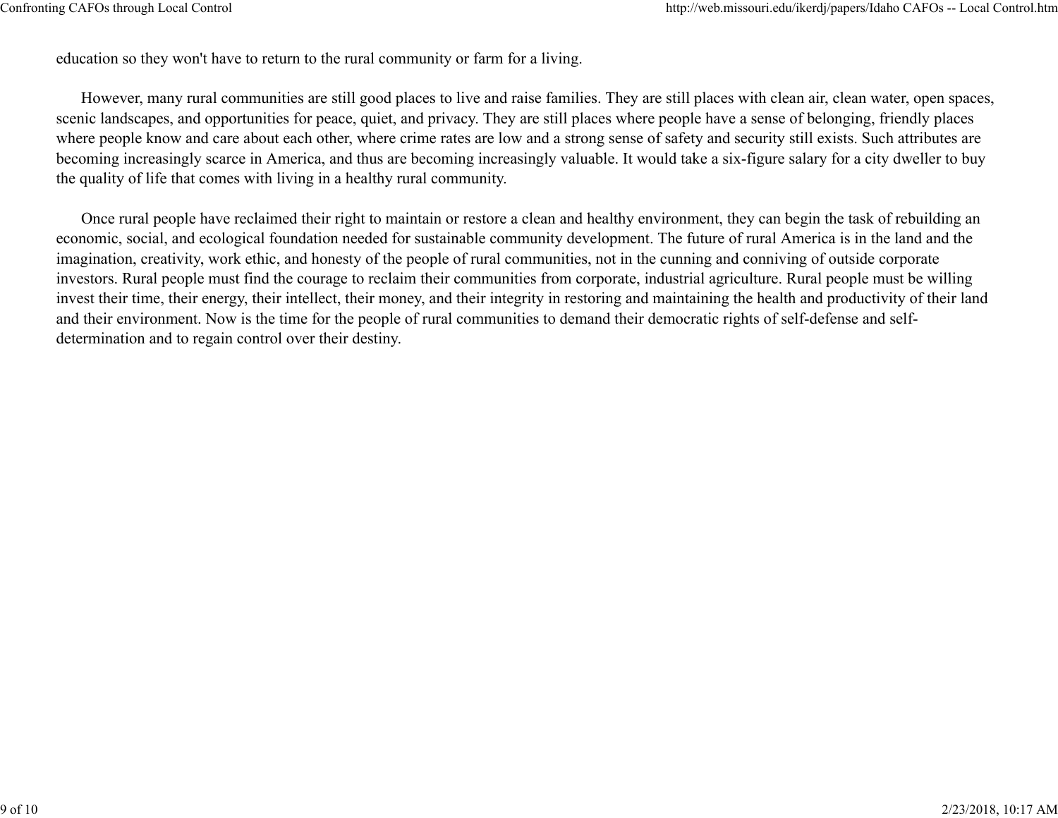education so they won't have to return to the rural community or farm for a living.

However, many rural communities are still good places to live and raise families. They are still places with clean air, clean water, open spaces, scenic landscapes, and opportunities for peace, quiet, and privacy. They are still places where people have a sense of belonging, friendly places where people know and care about each other, where crime rates are low and a strong sense of safety and security still exists. Such attributes are becoming increasingly scarce in America, and thus are becoming increasingly valuable. It would take a six-figure salary for a city dweller to buy the quality of life that comes with living in a healthy rural community.

Once rural people have reclaimed their right to maintain or restore a clean and healthy environment, they can begin the task of rebuilding an economic, social, and ecological foundation needed for sustainable community development. The future of rural America is in the land and the imagination, creativity, work ethic, and honesty of the people of rural communities, not in the cunning and conniving of outside corporate investors. Rural people must find the courage to reclaim their communities from corporate, industrial agriculture. Rural people must be willing invest their time, their energy, their intellect, their money, and their integrity in restoring and maintaining the health and productivity of their land and their environment. Now is the time for the people of rural communities to demand their democratic rights of self-defense and self-determination and to regain control over their destiny.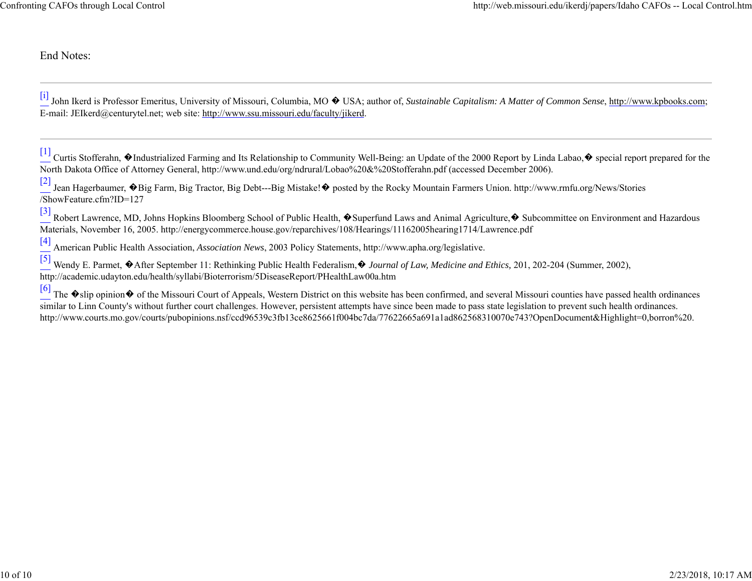End Notes:

---

[i] John Ikerd is Professor Emeritus, University of Missouri, Columbia, MO � USA; author of, *Sustainable Capitalism: A Matter of Common Sense*, http://www.kpbooks.com; E-mail: JEIkerd@centurytel.net; web site: http://www.ssu.missouri.edu/faculty/jikerd.

---

[1] Curtis Stofferahn, �Industrialized Farming and Its Relationship to Community Well-Being: an Update of the 2000 Report by Linda Labao,� special report prepared for the North Dakota Office of Attorney General, http://www.und.edu/org/ndrural/Lobao%20&%20Stofferahn.pdf (accessed December 2006).

[2] Jean Hagerbaumer, �Big Farm, Big Tractor, Big Debt---Big Mistake!� posted by the Rocky Mountain Farmers Union. http://www.rmfu.org/News/Stories/ShowFeature.cfm?ID=127

[3] Robert Lawrence, MD, Johns Hopkins Bloomberg School of Public Health, �Superfund Laws and Animal Agriculture,� Subcommittee on Environment and Hazardous Materials, November 16, 2005. http://energycommerce.house.gov/reparchives/108/Hearings/11162005hearing1714/Lawrence.pdf

[4] American Public Health Association, *Association News*, 2003 Policy Statements, http://www.apha.org/legislative.

[5] Wendy E. Parmet, �After September 11: Rethinking Public Health Federalism,� *Journal of Law, Medicine and Ethics,* 201, 202-204 (Summer, 2002), http://academic.udayton.edu/health/syllabi/Bioterrorism/5DiseaseReport/PHealthLaw00a.htm

[6] The �slip opinion� of the Missouri Court of Appeals, Western District on this website has been confirmed, and several Missouri counties have passed health ordinances similar to Linn County's without further court challenges. However, persistent attempts have since been made to pass state legislation to prevent such health ordinances. http://www.courts.mo.gov/courts/pubopinions.nsf/ccd96539c3fb13ce8625661f004bc7da/77622665a691a1ad862568310070e743?OpenDocument&Highlight=0,borron%20.